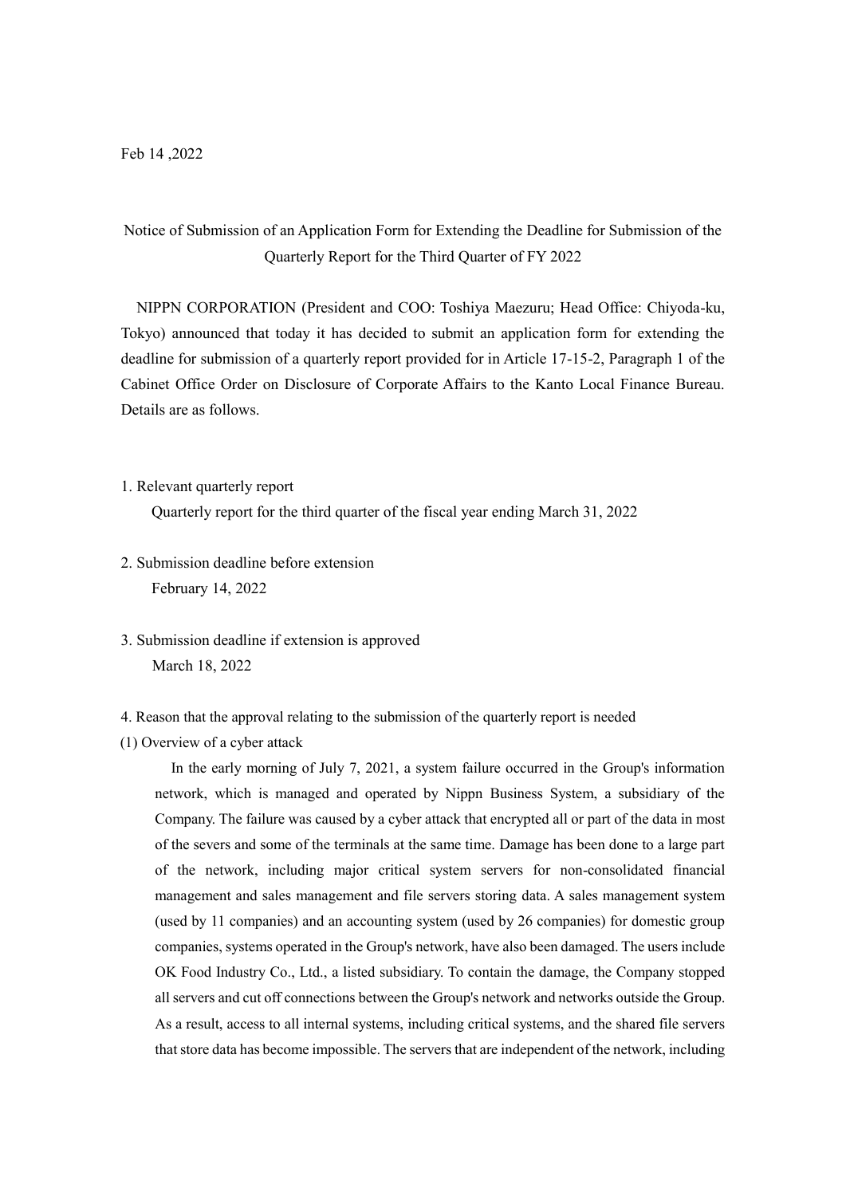Feb 14 ,2022

# Notice of Submission of an Application Form for Extending the Deadline for Submission of the Quarterly Report for the Third Quarter of FY 2022

NIPPN CORPORATION (President and COO: Toshiya Maezuru; Head Office: Chiyoda-ku, Tokyo) announced that today it has decided to submit an application form for extending the deadline for submission of a quarterly report provided for in Article 17-15-2, Paragraph 1 of the Cabinet Office Order on Disclosure of Corporate Affairs to the Kanto Local Finance Bureau. Details are as follows.

1. Relevant quarterly report

   Quarterly report for the third quarter of the fiscal year ending March 31, 2022

2. Submission deadline before extension

   February 14, 2022

3. Submission deadline if extension is approved

   March 18, 2022

4. Reason that the approval relating to the submission of the quarterly report is needed

(1) Overview of a cyber attack

In the early morning of July 7, 2021, a system failure occurred in the Group's information network, which is managed and operated by Nippn Business System, a subsidiary of the Company. The failure was caused by a cyber attack that encrypted all or part of the data in most of the severs and some of the terminals at the same time. Damage has been done to a large part of the network, including major critical system servers for non-consolidated financial management and sales management and file servers storing data. A sales management system (used by 11 companies) and an accounting system (used by 26 companies) for domestic group companies, systems operated in the Group's network, have also been damaged. The users include OK Food Industry Co., Ltd., a listed subsidiary. To contain the damage, the Company stopped all servers and cut off connections between the Group's network and networks outside the Group. As a result, access to all internal systems, including critical systems, and the shared file servers that store data has become impossible. The servers that are independent of the network, including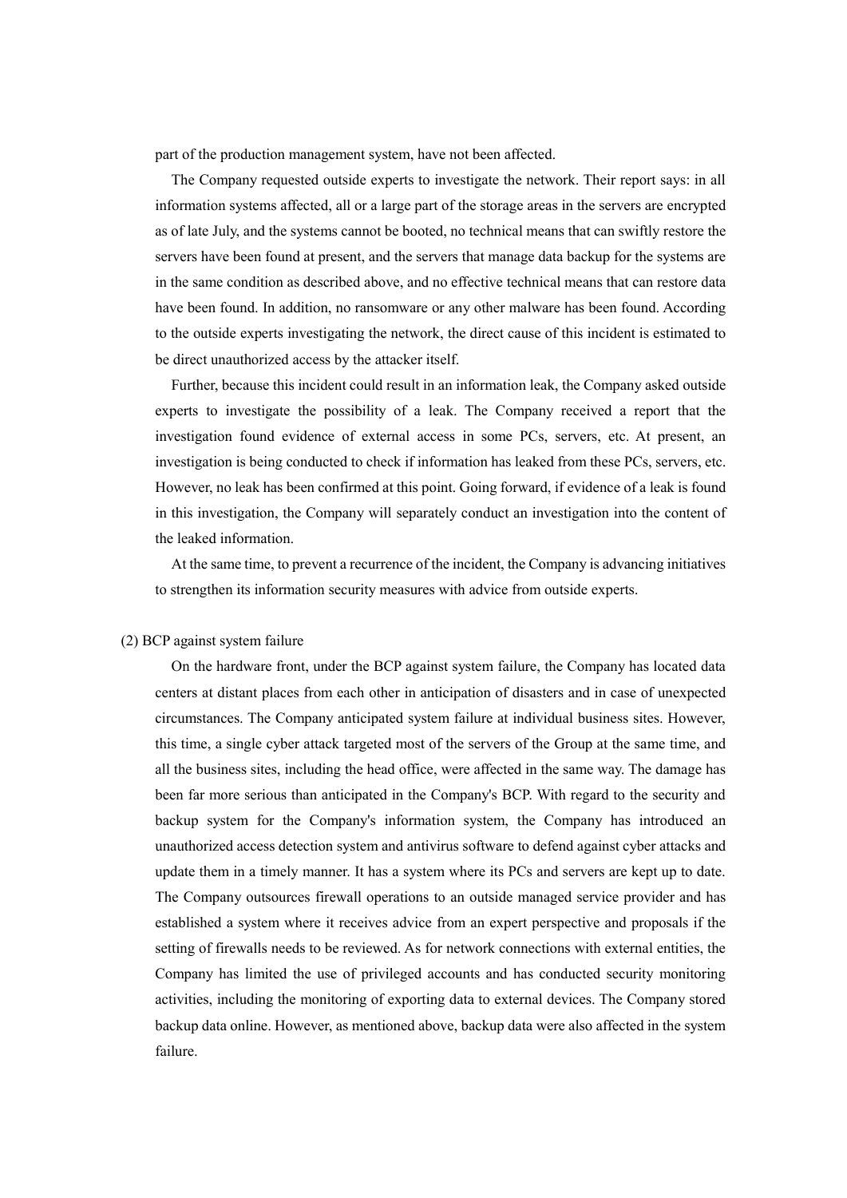part of the production management system, have not been affected.

The Company requested outside experts to investigate the network. Their report says: in all information systems affected, all or a large part of the storage areas in the servers are encrypted as of late July, and the systems cannot be booted, no technical means that can swiftly restore the servers have been found at present, and the servers that manage data backup for the systems are in the same condition as described above, and no effective technical means that can restore data have been found. In addition, no ransomware or any other malware has been found. According to the outside experts investigating the network, the direct cause of this incident is estimated to be direct unauthorized access by the attacker itself.

Further, because this incident could result in an information leak, the Company asked outside experts to investigate the possibility of a leak. The Company received a report that the investigation found evidence of external access in some PCs, servers, etc. At present, an investigation is being conducted to check if information has leaked from these PCs, servers, etc. However, no leak has been confirmed at this point. Going forward, if evidence of a leak is found in this investigation, the Company will separately conduct an investigation into the content of the leaked information.

At the same time, to prevent a recurrence of the incident, the Company is advancing initiatives to strengthen its information security measures with advice from outside experts.

(2) BCP against system failure

On the hardware front, under the BCP against system failure, the Company has located data centers at distant places from each other in anticipation of disasters and in case of unexpected circumstances. The Company anticipated system failure at individual business sites. However, this time, a single cyber attack targeted most of the servers of the Group at the same time, and all the business sites, including the head office, were affected in the same way. The damage has been far more serious than anticipated in the Company's BCP. With regard to the security and backup system for the Company's information system, the Company has introduced an unauthorized access detection system and antivirus software to defend against cyber attacks and update them in a timely manner. It has a system where its PCs and servers are kept up to date. The Company outsources firewall operations to an outside managed service provider and has established a system where it receives advice from an expert perspective and proposals if the setting of firewalls needs to be reviewed. As for network connections with external entities, the Company has limited the use of privileged accounts and has conducted security monitoring activities, including the monitoring of exporting data to external devices. The Company stored backup data online. However, as mentioned above, backup data were also affected in the system failure.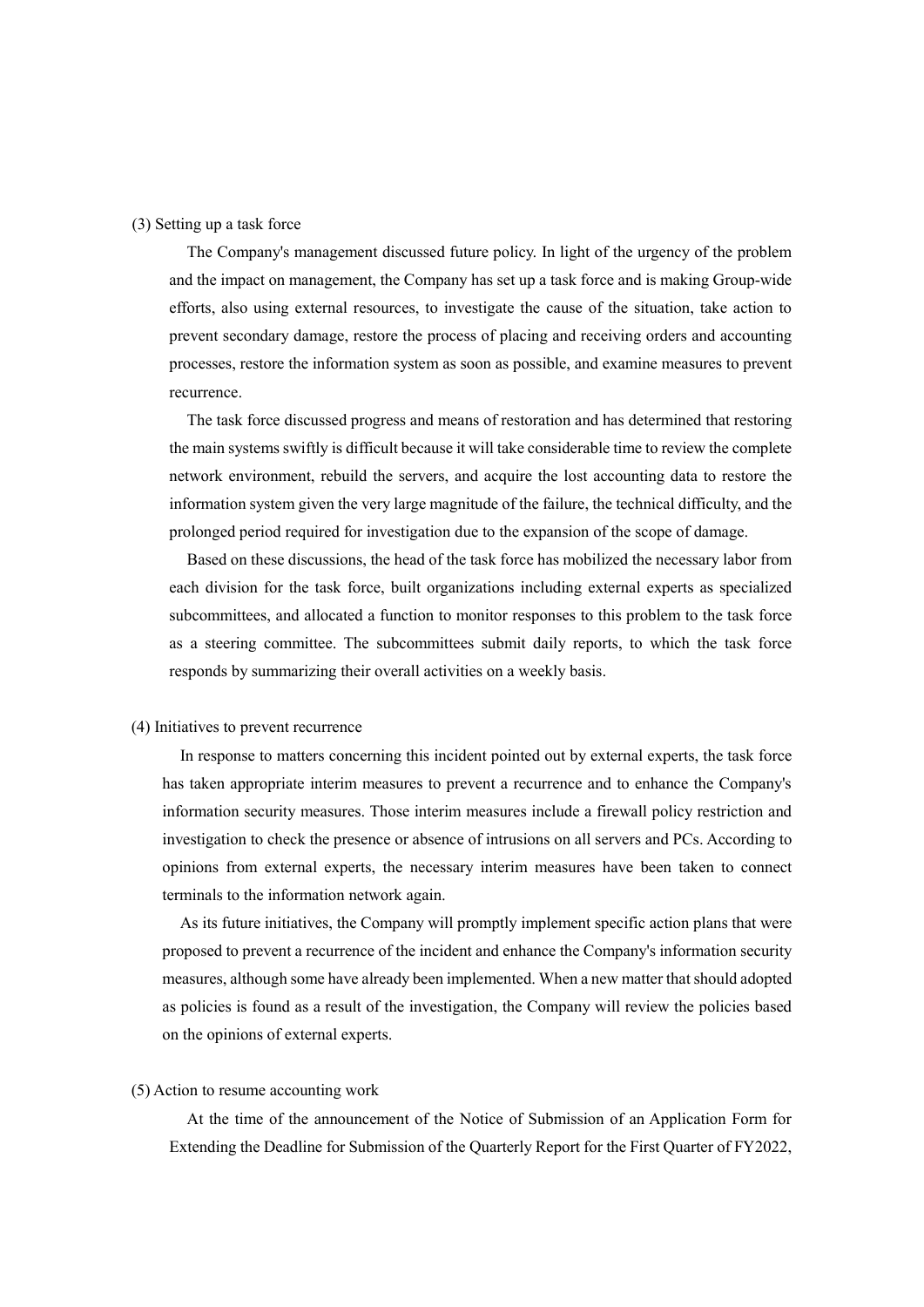(3) Setting up a task force

The Company's management discussed future policy. In light of the urgency of the problem and the impact on management, the Company has set up a task force and is making Group-wide efforts, also using external resources, to investigate the cause of the situation, take action to prevent secondary damage, restore the process of placing and receiving orders and accounting processes, restore the information system as soon as possible, and examine measures to prevent recurrence.

The task force discussed progress and means of restoration and has determined that restoring the main systems swiftly is difficult because it will take considerable time to review the complete network environment, rebuild the servers, and acquire the lost accounting data to restore the information system given the very large magnitude of the failure, the technical difficulty, and the prolonged period required for investigation due to the expansion of the scope of damage.

Based on these discussions, the head of the task force has mobilized the necessary labor from each division for the task force, built organizations including external experts as specialized subcommittees, and allocated a function to monitor responses to this problem to the task force as a steering committee. The subcommittees submit daily reports, to which the task force responds by summarizing their overall activities on a weekly basis.

(4) Initiatives to prevent recurrence

In response to matters concerning this incident pointed out by external experts, the task force has taken appropriate interim measures to prevent a recurrence and to enhance the Company's information security measures. Those interim measures include a firewall policy restriction and investigation to check the presence or absence of intrusions on all servers and PCs. According to opinions from external experts, the necessary interim measures have been taken to connect terminals to the information network again.

As its future initiatives, the Company will promptly implement specific action plans that were proposed to prevent a recurrence of the incident and enhance the Company's information security measures, although some have already been implemented. When a new matter that should adopted as policies is found as a result of the investigation, the Company will review the policies based on the opinions of external experts.

(5) Action to resume accounting work

At the time of the announcement of the Notice of Submission of an Application Form for Extending the Deadline for Submission of the Quarterly Report for the First Quarter of FY2022,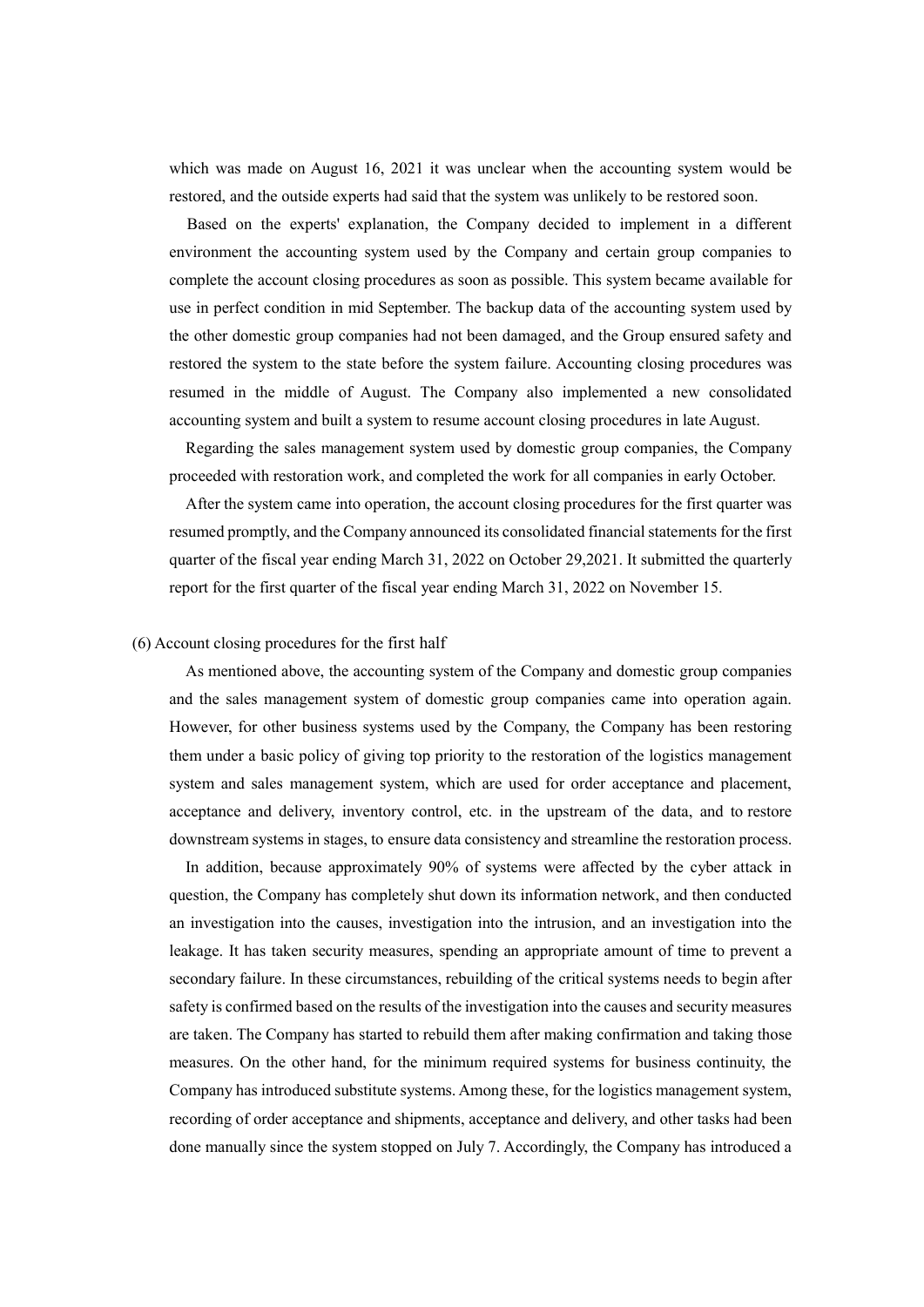which was made on August 16, 2021 it was unclear when the accounting system would be restored, and the outside experts had said that the system was unlikely to be restored soon.

Based on the experts' explanation, the Company decided to implement in a different environment the accounting system used by the Company and certain group companies to complete the account closing procedures as soon as possible. This system became available for use in perfect condition in mid September. The backup data of the accounting system used by the other domestic group companies had not been damaged, and the Group ensured safety and restored the system to the state before the system failure. Accounting closing procedures was resumed in the middle of August. The Company also implemented a new consolidated accounting system and built a system to resume account closing procedures in late August.

Regarding the sales management system used by domestic group companies, the Company proceeded with restoration work, and completed the work for all companies in early October.

After the system came into operation, the account closing procedures for the first quarter was resumed promptly, and the Company announced its consolidated financial statements for the first quarter of the fiscal year ending March 31, 2022 on October 29,2021. It submitted the quarterly report for the first quarter of the fiscal year ending March 31, 2022 on November 15.

(6) Account closing procedures for the first half

As mentioned above, the accounting system of the Company and domestic group companies and the sales management system of domestic group companies came into operation again. However, for other business systems used by the Company, the Company has been restoring them under a basic policy of giving top priority to the restoration of the logistics management system and sales management system, which are used for order acceptance and placement, acceptance and delivery, inventory control, etc. in the upstream of the data, and to restore downstream systems in stages, to ensure data consistency and streamline the restoration process.

In addition, because approximately 90% of systems were affected by the cyber attack in question, the Company has completely shut down its information network, and then conducted an investigation into the causes, investigation into the intrusion, and an investigation into the leakage. It has taken security measures, spending an appropriate amount of time to prevent a secondary failure. In these circumstances, rebuilding of the critical systems needs to begin after safety is confirmed based on the results of the investigation into the causes and security measures are taken. The Company has started to rebuild them after making confirmation and taking those measures. On the other hand, for the minimum required systems for business continuity, the Company has introduced substitute systems. Among these, for the logistics management system, recording of order acceptance and shipments, acceptance and delivery, and other tasks had been done manually since the system stopped on July 7. Accordingly, the Company has introduced a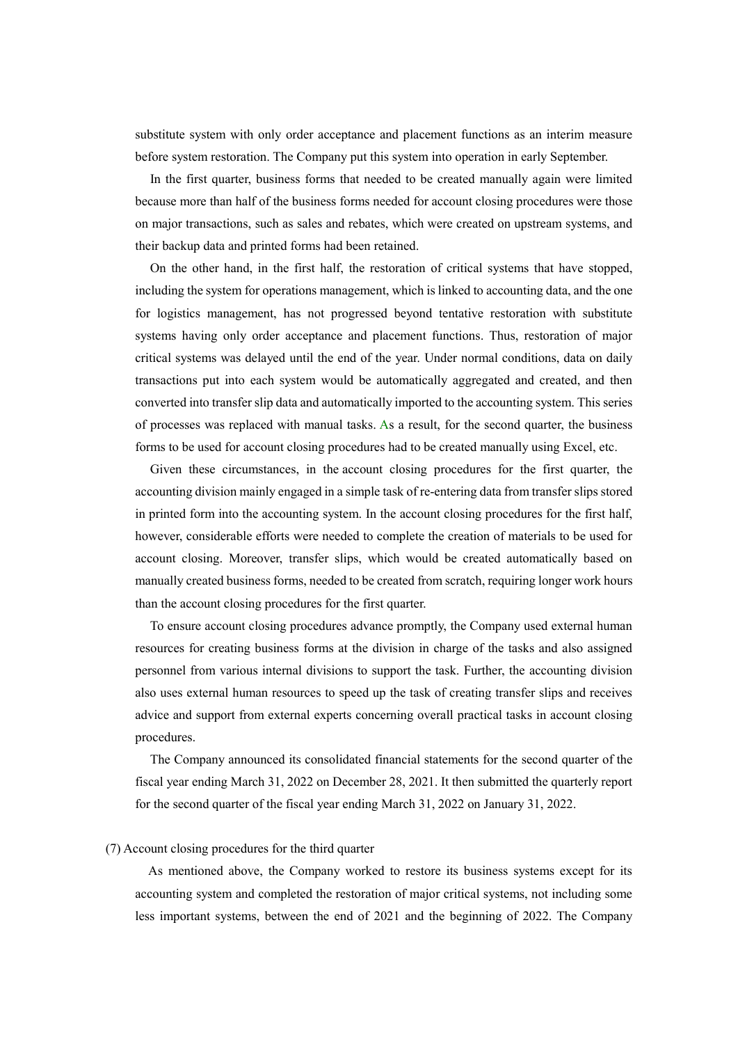substitute system with only order acceptance and placement functions as an interim measure before system restoration. The Company put this system into operation in early September.

In the first quarter, business forms that needed to be created manually again were limited because more than half of the business forms needed for account closing procedures were those on major transactions, such as sales and rebates, which were created on upstream systems, and their backup data and printed forms had been retained.

On the other hand, in the first half, the restoration of critical systems that have stopped, including the system for operations management, which is linked to accounting data, and the one for logistics management, has not progressed beyond tentative restoration with substitute systems having only order acceptance and placement functions. Thus, restoration of major critical systems was delayed until the end of the year. Under normal conditions, data on daily transactions put into each system would be automatically aggregated and created, and then converted into transfer slip data and automatically imported to the accounting system. This series of processes was replaced with manual tasks. As a result, for the second quarter, the business forms to be used for account closing procedures had to be created manually using Excel, etc.

Given these circumstances, in the account closing procedures for the first quarter, the accounting division mainly engaged in a simple task of re-entering data from transfer slips stored in printed form into the accounting system. In the account closing procedures for the first half, however, considerable efforts were needed to complete the creation of materials to be used for account closing. Moreover, transfer slips, which would be created automatically based on manually created business forms, needed to be created from scratch, requiring longer work hours than the account closing procedures for the first quarter.

To ensure account closing procedures advance promptly, the Company used external human resources for creating business forms at the division in charge of the tasks and also assigned personnel from various internal divisions to support the task. Further, the accounting division also uses external human resources to speed up the task of creating transfer slips and receives advice and support from external experts concerning overall practical tasks in account closing procedures.

The Company announced its consolidated financial statements for the second quarter of the fiscal year ending March 31, 2022 on December 28, 2021. It then submitted the quarterly report for the second quarter of the fiscal year ending March 31, 2022 on January 31, 2022.

(7) Account closing procedures for the third quarter

As mentioned above, the Company worked to restore its business systems except for its accounting system and completed the restoration of major critical systems, not including some less important systems, between the end of 2021 and the beginning of 2022. The Company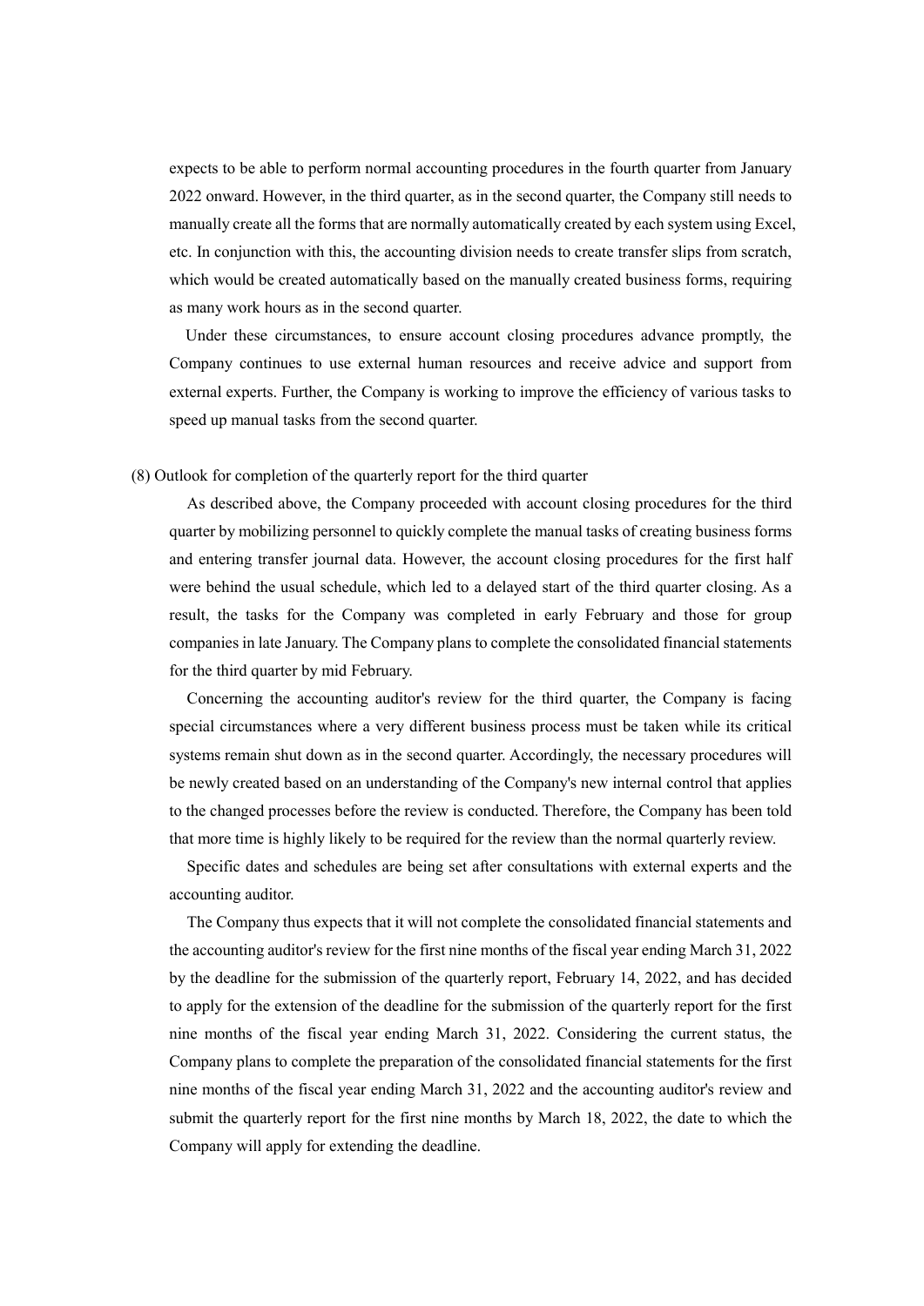expects to be able to perform normal accounting procedures in the fourth quarter from January 2022 onward. However, in the third quarter, as in the second quarter, the Company still needs to manually create all the forms that are normally automatically created by each system using Excel, etc. In conjunction with this, the accounting division needs to create transfer slips from scratch, which would be created automatically based on the manually created business forms, requiring as many work hours as in the second quarter.

Under these circumstances, to ensure account closing procedures advance promptly, the Company continues to use external human resources and receive advice and support from external experts. Further, the Company is working to improve the efficiency of various tasks to speed up manual tasks from the second quarter.

(8) Outlook for completion of the quarterly report for the third quarter

As described above, the Company proceeded with account closing procedures for the third quarter by mobilizing personnel to quickly complete the manual tasks of creating business forms and entering transfer journal data. However, the account closing procedures for the first half were behind the usual schedule, which led to a delayed start of the third quarter closing. As a result, the tasks for the Company was completed in early February and those for group companies in late January. The Company plans to complete the consolidated financial statements for the third quarter by mid February.

Concerning the accounting auditor's review for the third quarter, the Company is facing special circumstances where a very different business process must be taken while its critical systems remain shut down as in the second quarter. Accordingly, the necessary procedures will be newly created based on an understanding of the Company's new internal control that applies to the changed processes before the review is conducted. Therefore, the Company has been told that more time is highly likely to be required for the review than the normal quarterly review.

Specific dates and schedules are being set after consultations with external experts and the accounting auditor.

The Company thus expects that it will not complete the consolidated financial statements and the accounting auditor's review for the first nine months of the fiscal year ending March 31, 2022 by the deadline for the submission of the quarterly report, February 14, 2022, and has decided to apply for the extension of the deadline for the submission of the quarterly report for the first nine months of the fiscal year ending March 31, 2022. Considering the current status, the Company plans to complete the preparation of the consolidated financial statements for the first nine months of the fiscal year ending March 31, 2022 and the accounting auditor's review and submit the quarterly report for the first nine months by March 18, 2022, the date to which the Company will apply for extending the deadline.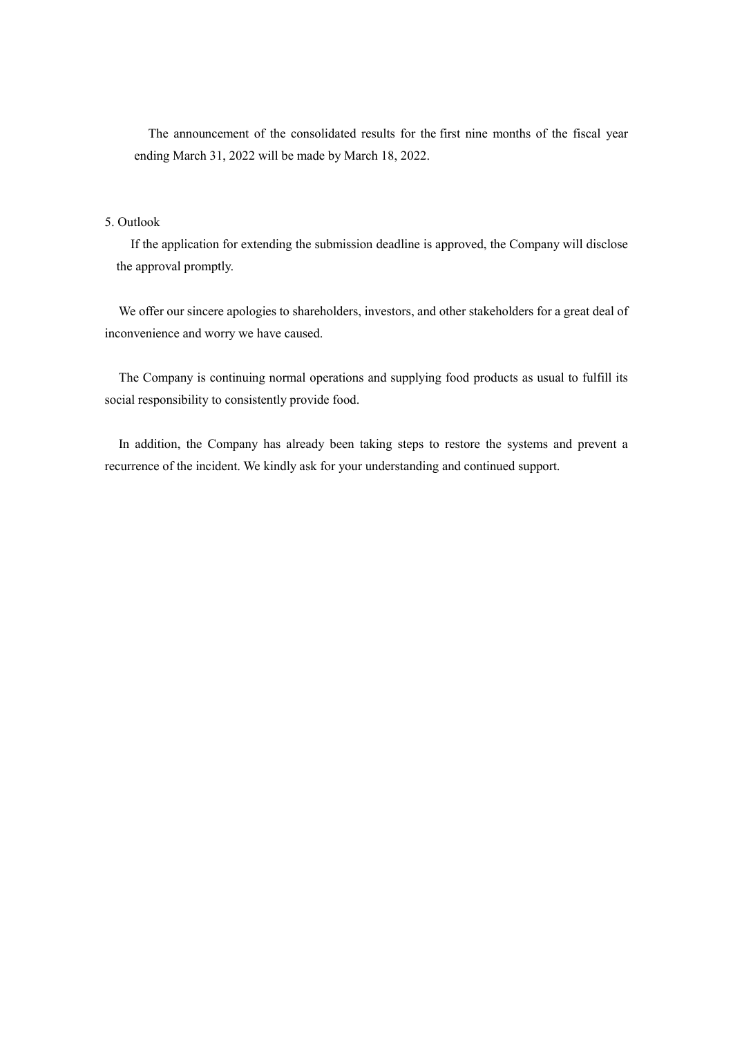The announcement of the consolidated results for the first nine months of the fiscal year ending March 31, 2022 will be made by March 18, 2022.

## 5. Outlook

If the application for extending the submission deadline is approved, the Company will disclose the approval promptly.

We offer our sincere apologies to shareholders, investors, and other stakeholders for a great deal of inconvenience and worry we have caused.

The Company is continuing normal operations and supplying food products as usual to fulfill its social responsibility to consistently provide food.

In addition, the Company has already been taking steps to restore the systems and prevent a recurrence of the incident. We kindly ask for your understanding and continued support.